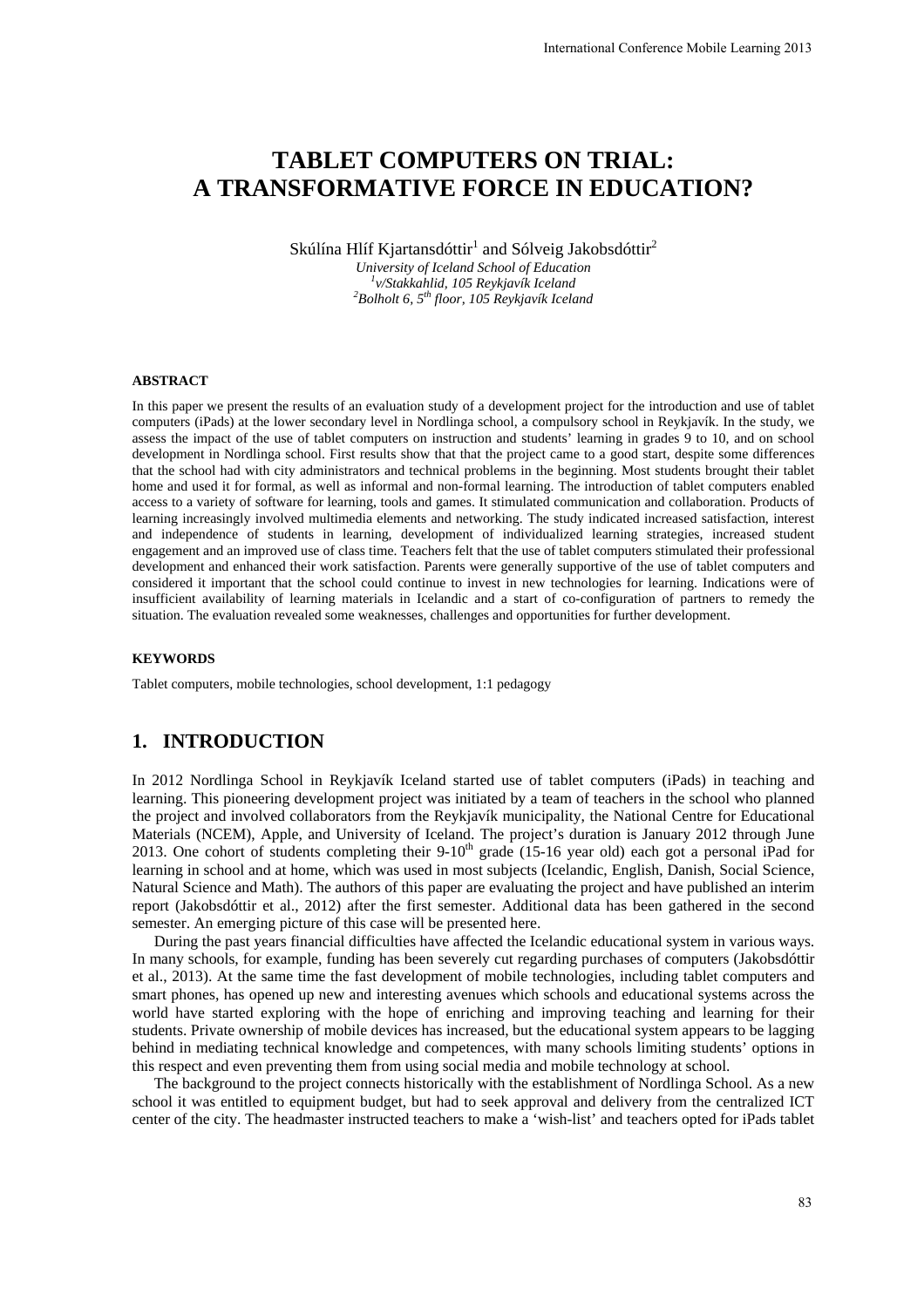# TABLET COMPUTERS ON TRIAL: A TRANSFORMATIVE FORCE IN EDUCATION?

Skúlína Hlíf Kjartansdóttir[1] and Sólveig Jakobsdóttir[2]

*University of Iceland School of Education*
*[1]v/Stakkahlid, 105 Reykjavík Iceland*
*[2]Bolholt 6, 5th floor, 105 Reykjavík Iceland*

#### ABSTRACT

In this paper we present the results of an evaluation study of a development project for the introduction and use of tablet computers (iPads) at the lower secondary level in Nordlinga school, a compulsory school in Reykjavík. In the study, we assess the impact of the use of tablet computers on instruction and students' learning in grades 9 to 10, and on school development in Nordlinga school. First results show that that the project came to a good start, despite some differences that the school had with city administrators and technical problems in the beginning. Most students brought their tablet home and used it for formal, as well as informal and non-formal learning. The introduction of tablet computers enabled access to a variety of software for learning, tools and games. It stimulated communication and collaboration. Products of learning increasingly involved multimedia elements and networking. The study indicated increased satisfaction, interest and independence of students in learning, development of individualized learning strategies, increased student engagement and an improved use of class time. Teachers felt that the use of tablet computers stimulated their professional development and enhanced their work satisfaction. Parents were generally supportive of the use of tablet computers and considered it important that the school could continue to invest in new technologies for learning. Indications were of insufficient availability of learning materials in Icelandic and a start of co-configuration of partners to remedy the situation. The evaluation revealed some weaknesses, challenges and opportunities for further development.

#### KEYWORDS

Tablet computers, mobile technologies, school development, 1:1 pedagogy

## 1. INTRODUCTION

In 2012 Nordlinga School in Reykjavík Iceland started use of tablet computers (iPads) in teaching and learning. This pioneering development project was initiated by a team of teachers in the school who planned the project and involved collaborators from the Reykjavík municipality, the National Centre for Educational Materials (NCEM), Apple, and University of Iceland. The project's duration is January 2012 through June 2013. One cohort of students completing their 9-10th grade (15-16 year old) each got a personal iPad for learning in school and at home, which was used in most subjects (Icelandic, English, Danish, Social Science, Natural Science and Math). The authors of this paper are evaluating the project and have published an interim report (Jakobsdóttir et al., 2012) after the first semester. Additional data has been gathered in the second semester. An emerging picture of this case will be presented here.

During the past years financial difficulties have affected the Icelandic educational system in various ways. In many schools, for example, funding has been severely cut regarding purchases of computers (Jakobsdóttir et al., 2013). At the same time the fast development of mobile technologies, including tablet computers and smart phones, has opened up new and interesting avenues which schools and educational systems across the world have started exploring with the hope of enriching and improving teaching and learning for their students. Private ownership of mobile devices has increased, but the educational system appears to be lagging behind in mediating technical knowledge and competences, with many schools limiting students' options in this respect and even preventing them from using social media and mobile technology at school.

The background to the project connects historically with the establishment of Nordlinga School. As a new school it was entitled to equipment budget, but had to seek approval and delivery from the centralized ICT center of the city. The headmaster instructed teachers to make a 'wish-list' and teachers opted for iPads tablet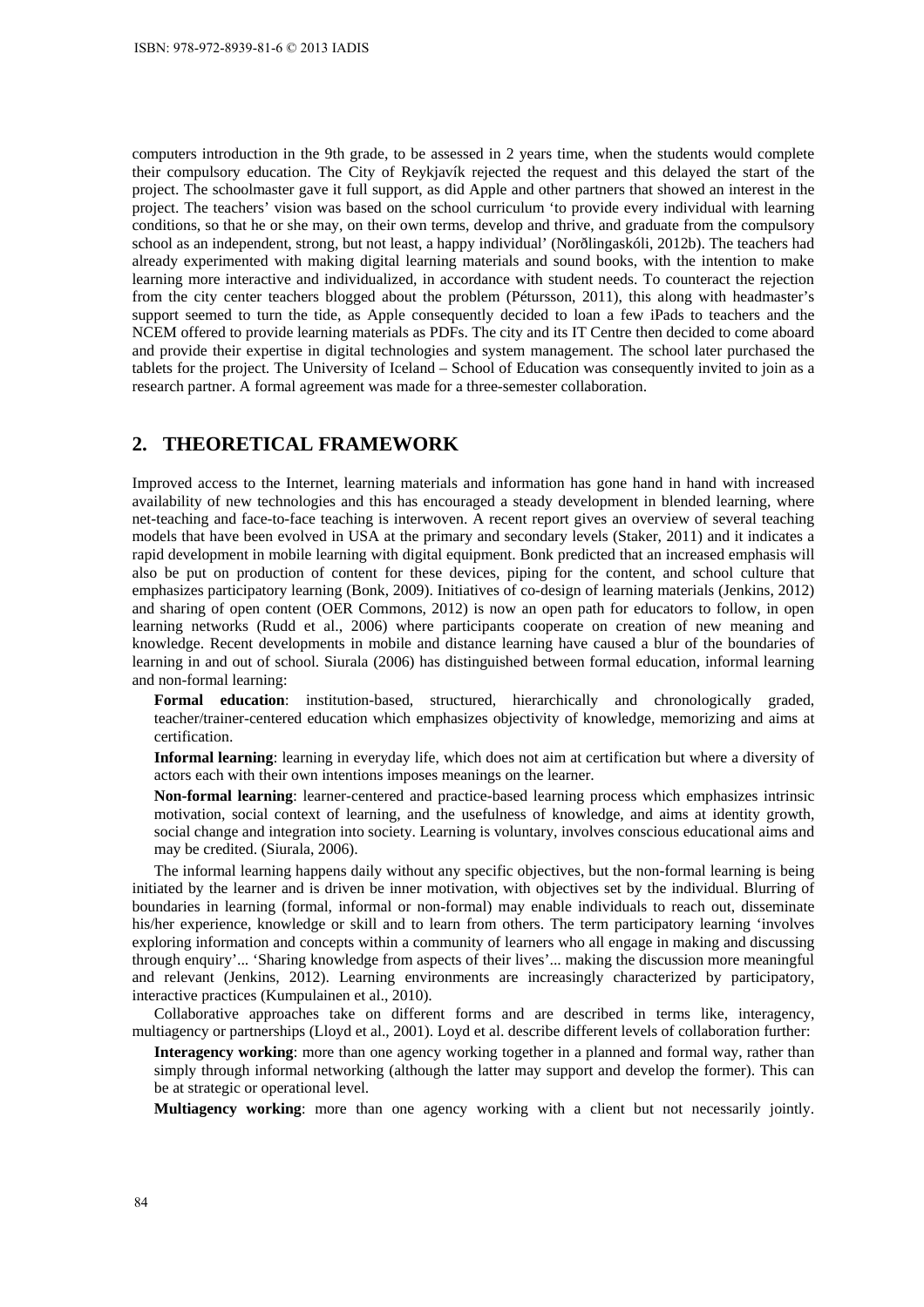computers introduction in the 9th grade, to be assessed in 2 years time, when the students would complete their compulsory education. The City of Reykjavík rejected the request and this delayed the start of the project. The schoolmaster gave it full support, as did Apple and other partners that showed an interest in the project. The teachers' vision was based on the school curriculum 'to provide every individual with learning conditions, so that he or she may, on their own terms, develop and thrive, and graduate from the compulsory school as an independent, strong, but not least, a happy individual' (Norðlingaskóli, 2012b). The teachers had already experimented with making digital learning materials and sound books, with the intention to make learning more interactive and individualized, in accordance with student needs. To counteract the rejection from the city center teachers blogged about the problem (Pétursson, 2011), this along with headmaster's support seemed to turn the tide, as Apple consequently decided to loan a few iPads to teachers and the NCEM offered to provide learning materials as PDFs. The city and its IT Centre then decided to come aboard and provide their expertise in digital technologies and system management. The school later purchased the tablets for the project. The University of Iceland – School of Education was consequently invited to join as a research partner. A formal agreement was made for a three-semester collaboration.

## 2. THEORETICAL FRAMEWORK

Improved access to the Internet, learning materials and information has gone hand in hand with increased availability of new technologies and this has encouraged a steady development in blended learning, where net-teaching and face-to-face teaching is interwoven. A recent report gives an overview of several teaching models that have been evolved in USA at the primary and secondary levels (Staker, 2011) and it indicates a rapid development in mobile learning with digital equipment. Bonk predicted that an increased emphasis will also be put on production of content for these devices, piping for the content, and school culture that emphasizes participatory learning (Bonk, 2009). Initiatives of co-design of learning materials (Jenkins, 2012) and sharing of open content (OER Commons, 2012) is now an open path for educators to follow, in open learning networks (Rudd et al., 2006) where participants cooperate on creation of new meaning and knowledge. Recent developments in mobile and distance learning have caused a blur of the boundaries of learning in and out of school. Siurala (2006) has distinguished between formal education, informal learning and non-formal learning:

**Formal education**: institution-based, structured, hierarchically and chronologically graded, teacher/trainer-centered education which emphasizes objectivity of knowledge, memorizing and aims at certification.

**Informal learning**: learning in everyday life, which does not aim at certification but where a diversity of actors each with their own intentions imposes meanings on the learner.

**Non-formal learning**: learner-centered and practice-based learning process which emphasizes intrinsic motivation, social context of learning, and the usefulness of knowledge, and aims at identity growth, social change and integration into society. Learning is voluntary, involves conscious educational aims and may be credited. (Siurala, 2006).

The informal learning happens daily without any specific objectives, but the non-formal learning is being initiated by the learner and is driven be inner motivation, with objectives set by the individual. Blurring of boundaries in learning (formal, informal or non-formal) may enable individuals to reach out, disseminate his/her experience, knowledge or skill and to learn from others. The term participatory learning 'involves exploring information and concepts within a community of learners who all engage in making and discussing through enquiry'... 'Sharing knowledge from aspects of their lives'... making the discussion more meaningful and relevant (Jenkins, 2012). Learning environments are increasingly characterized by participatory, interactive practices (Kumpulainen et al., 2010).

Collaborative approaches take on different forms and are described in terms like, interagency, multiagency or partnerships (Lloyd et al., 2001). Loyd et al. describe different levels of collaboration further:

**Interagency working**: more than one agency working together in a planned and formal way, rather than simply through informal networking (although the latter may support and develop the former). This can be at strategic or operational level.

**Multiagency working**: more than one agency working with a client but not necessarily jointly.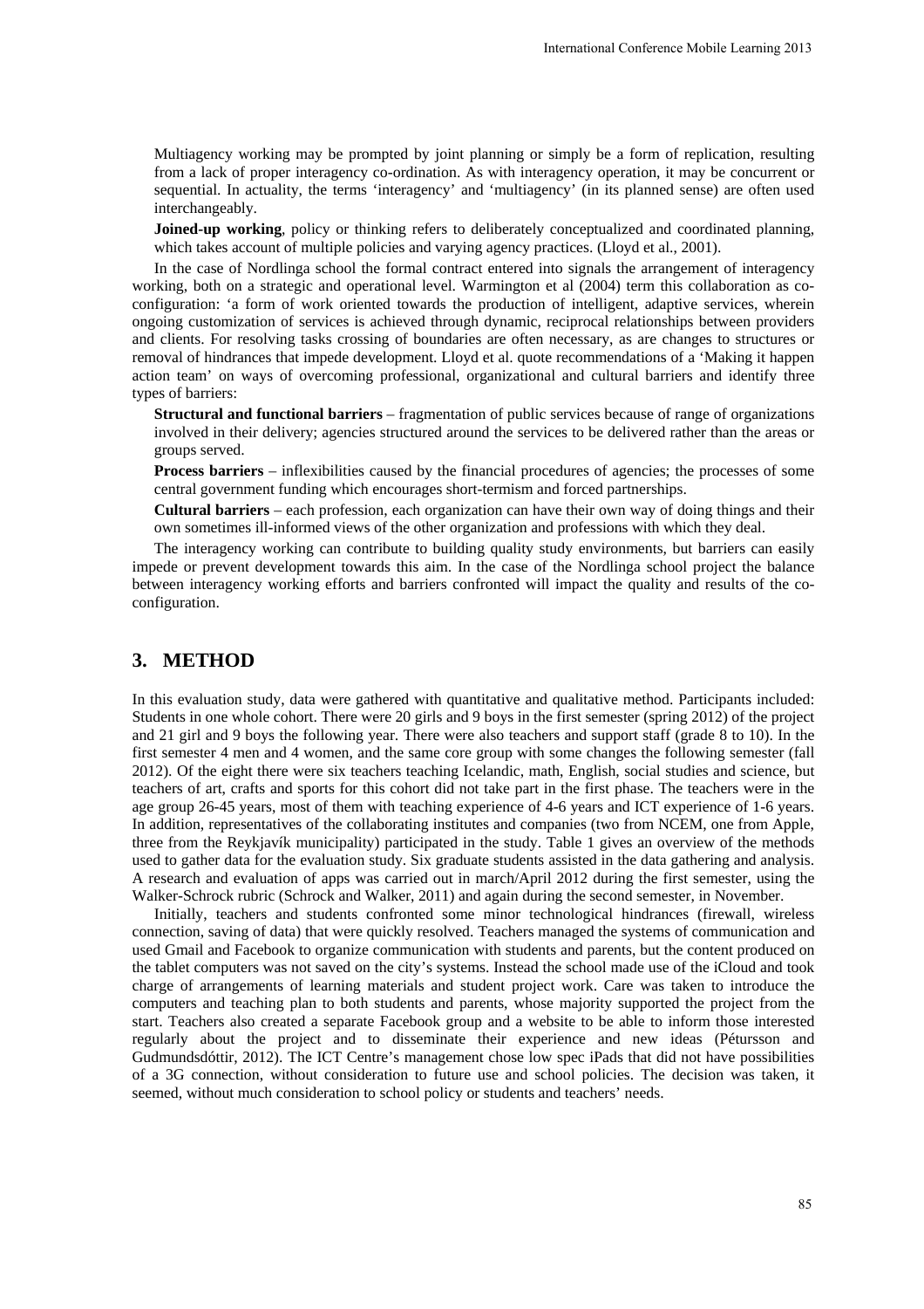Multiagency working may be prompted by joint planning or simply be a form of replication, resulting from a lack of proper interagency co-ordination. As with interagency operation, it may be concurrent or sequential. In actuality, the terms 'interagency' and 'multiagency' (in its planned sense) are often used interchangeably.

**Joined-up working**, policy or thinking refers to deliberately conceptualized and coordinated planning, which takes account of multiple policies and varying agency practices. (Lloyd et al., 2001).

In the case of Nordlinga school the formal contract entered into signals the arrangement of interagency working, both on a strategic and operational level. Warmington et al (2004) term this collaboration as co-configuration: 'a form of work oriented towards the production of intelligent, adaptive services, wherein ongoing customization of services is achieved through dynamic, reciprocal relationships between providers and clients. For resolving tasks crossing of boundaries are often necessary, as are changes to structures or removal of hindrances that impede development. Lloyd et al. quote recommendations of a 'Making it happen action team' on ways of overcoming professional, organizational and cultural barriers and identify three types of barriers:

**Structural and functional barriers** – fragmentation of public services because of range of organizations involved in their delivery; agencies structured around the services to be delivered rather than the areas or groups served.

**Process barriers** – inflexibilities caused by the financial procedures of agencies; the processes of some central government funding which encourages short-termism and forced partnerships.

**Cultural barriers** – each profession, each organization can have their own way of doing things and their own sometimes ill-informed views of the other organization and professions with which they deal.

The interagency working can contribute to building quality study environments, but barriers can easily impede or prevent development towards this aim. In the case of the Nordlinga school project the balance between interagency working efforts and barriers confronted will impact the quality and results of the co-configuration.

## 3. METHOD

In this evaluation study, data were gathered with quantitative and qualitative method. Participants included: Students in one whole cohort. There were 20 girls and 9 boys in the first semester (spring 2012) of the project and 21 girl and 9 boys the following year. There were also teachers and support staff (grade 8 to 10). In the first semester 4 men and 4 women, and the same core group with some changes the following semester (fall 2012). Of the eight there were six teachers teaching Icelandic, math, English, social studies and science, but teachers of art, crafts and sports for this cohort did not take part in the first phase. The teachers were in the age group 26-45 years, most of them with teaching experience of 4-6 years and ICT experience of 1-6 years. In addition, representatives of the collaborating institutes and companies (two from NCEM, one from Apple, three from the Reykjavík municipality) participated in the study. Table 1 gives an overview of the methods used to gather data for the evaluation study. Six graduate students assisted in the data gathering and analysis. A research and evaluation of apps was carried out in march/April 2012 during the first semester, using the Walker-Schrock rubric (Schrock and Walker, 2011) and again during the second semester, in November.

Initially, teachers and students confronted some minor technological hindrances (firewall, wireless connection, saving of data) that were quickly resolved. Teachers managed the systems of communication and used Gmail and Facebook to organize communication with students and parents, but the content produced on the tablet computers was not saved on the city's systems. Instead the school made use of the iCloud and took charge of arrangements of learning materials and student project work. Care was taken to introduce the computers and teaching plan to both students and parents, whose majority supported the project from the start. Teachers also created a separate Facebook group and a website to be able to inform those interested regularly about the project and to disseminate their experience and new ideas (Pétursson and Gudmundsdóttir, 2012). The ICT Centre's management chose low spec iPads that did not have possibilities of a 3G connection, without consideration to future use and school policies. The decision was taken, it seemed, without much consideration to school policy or students and teachers' needs.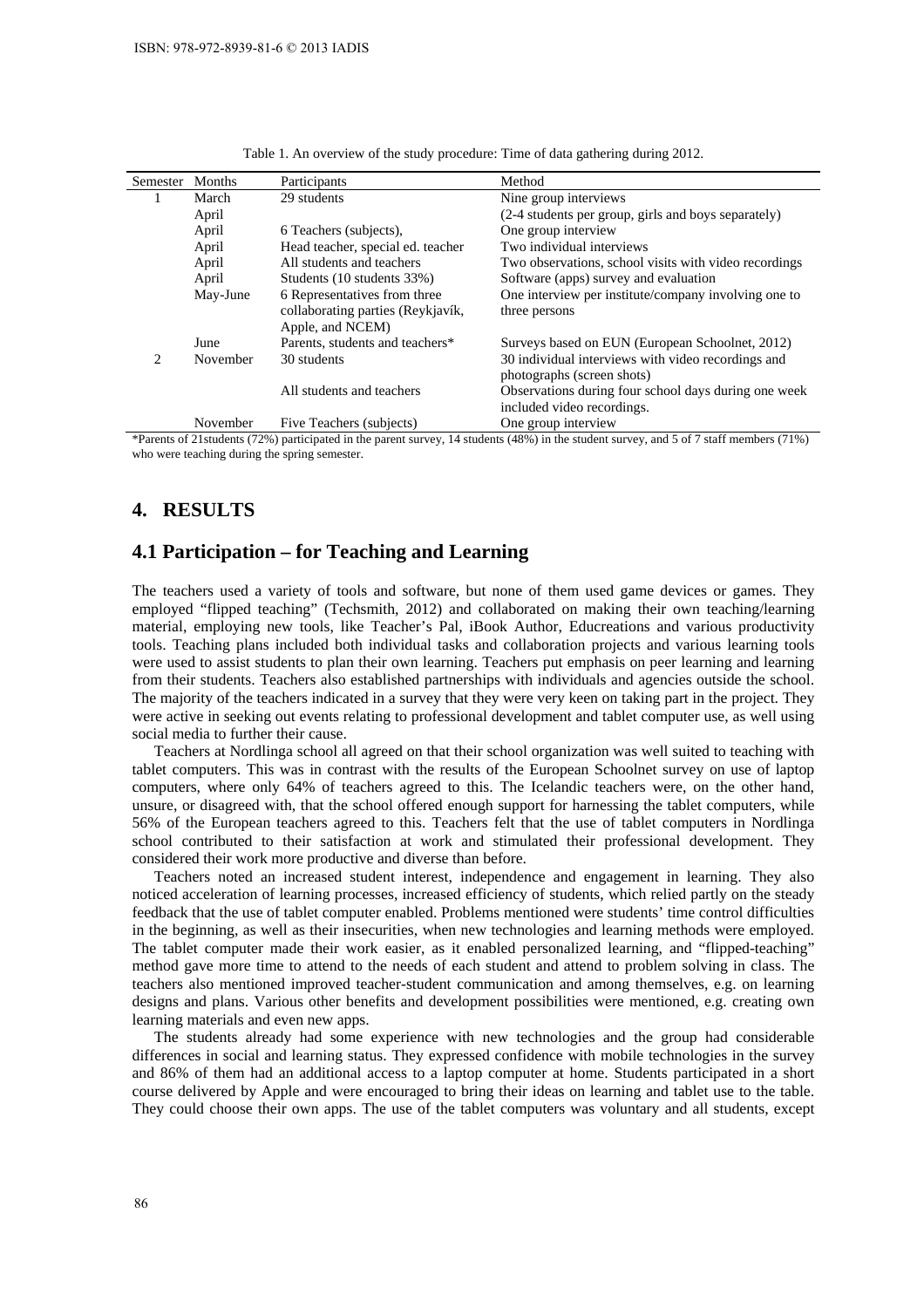Table 1. An overview of the study procedure: Time of data gathering during 2012.

| Semester | Months | Participants | Method |
|---|---|---|---|
| 1 | March | 29 students | Nine group interviews |
| | April | | (2-4 students per group, girls and boys separately) |
| | April | 6 Teachers (subjects), | One group interview |
| | April | Head teacher, special ed. teacher | Two individual interviews |
| | April | All students and teachers | Two observations, school visits with video recordings |
| | April | Students (10 students 33%) | Software (apps) survey and evaluation |
| | May-June | 6 Representatives from three collaborating parties (Reykjavík, Apple, and NCEM) | One interview per institute/company involving one to three persons |
| | June | Parents, students and teachers* | Surveys based on EUN (European Schoolnet, 2012) |
| 2 | November | 30 students | 30 individual interviews with video recordings and photographs (screen shots) |
| | | All students and teachers | Observations during four school days during one week included video recordings. |
| | November | Five Teachers (subjects) | One group interview |

*Parents of 21students (72%) participated in the parent survey, 14 students (48%) in the student survey, and 5 of 7 staff members (71%) who were teaching during the spring semester.

## 4. RESULTS

### 4.1 Participation – for Teaching and Learning

The teachers used a variety of tools and software, but none of them used game devices or games. They employed "flipped teaching" (Techsmith, 2012) and collaborated on making their own teaching/learning material, employing new tools, like Teacher's Pal, iBook Author, Educreations and various productivity tools. Teaching plans included both individual tasks and collaboration projects and various learning tools were used to assist students to plan their own learning. Teachers put emphasis on peer learning and learning from their students. Teachers also established partnerships with individuals and agencies outside the school. The majority of the teachers indicated in a survey that they were very keen on taking part in the project. They were active in seeking out events relating to professional development and tablet computer use, as well using social media to further their cause.

Teachers at Nordlinga school all agreed on that their school organization was well suited to teaching with tablet computers. This was in contrast with the results of the European Schoolnet survey on use of laptop computers, where only 64% of teachers agreed to this. The Icelandic teachers were, on the other hand, unsure, or disagreed with, that the school offered enough support for harnessing the tablet computers, while 56% of the European teachers agreed to this. Teachers felt that the use of tablet computers in Nordlinga school contributed to their satisfaction at work and stimulated their professional development. They considered their work more productive and diverse than before.

Teachers noted an increased student interest, independence and engagement in learning. They also noticed acceleration of learning processes, increased efficiency of students, which relied partly on the steady feedback that the use of tablet computer enabled. Problems mentioned were students' time control difficulties in the beginning, as well as their insecurities, when new technologies and learning methods were employed. The tablet computer made their work easier, as it enabled personalized learning, and "flipped-teaching" method gave more time to attend to the needs of each student and attend to problem solving in class. The teachers also mentioned improved teacher-student communication and among themselves, e.g. on learning designs and plans. Various other benefits and development possibilities were mentioned, e.g. creating own learning materials and even new apps.

The students already had some experience with new technologies and the group had considerable differences in social and learning status. They expressed confidence with mobile technologies in the survey and 86% of them had an additional access to a laptop computer at home. Students participated in a short course delivered by Apple and were encouraged to bring their ideas on learning and tablet use to the table. They could choose their own apps. The use of the tablet computers was voluntary and all students, except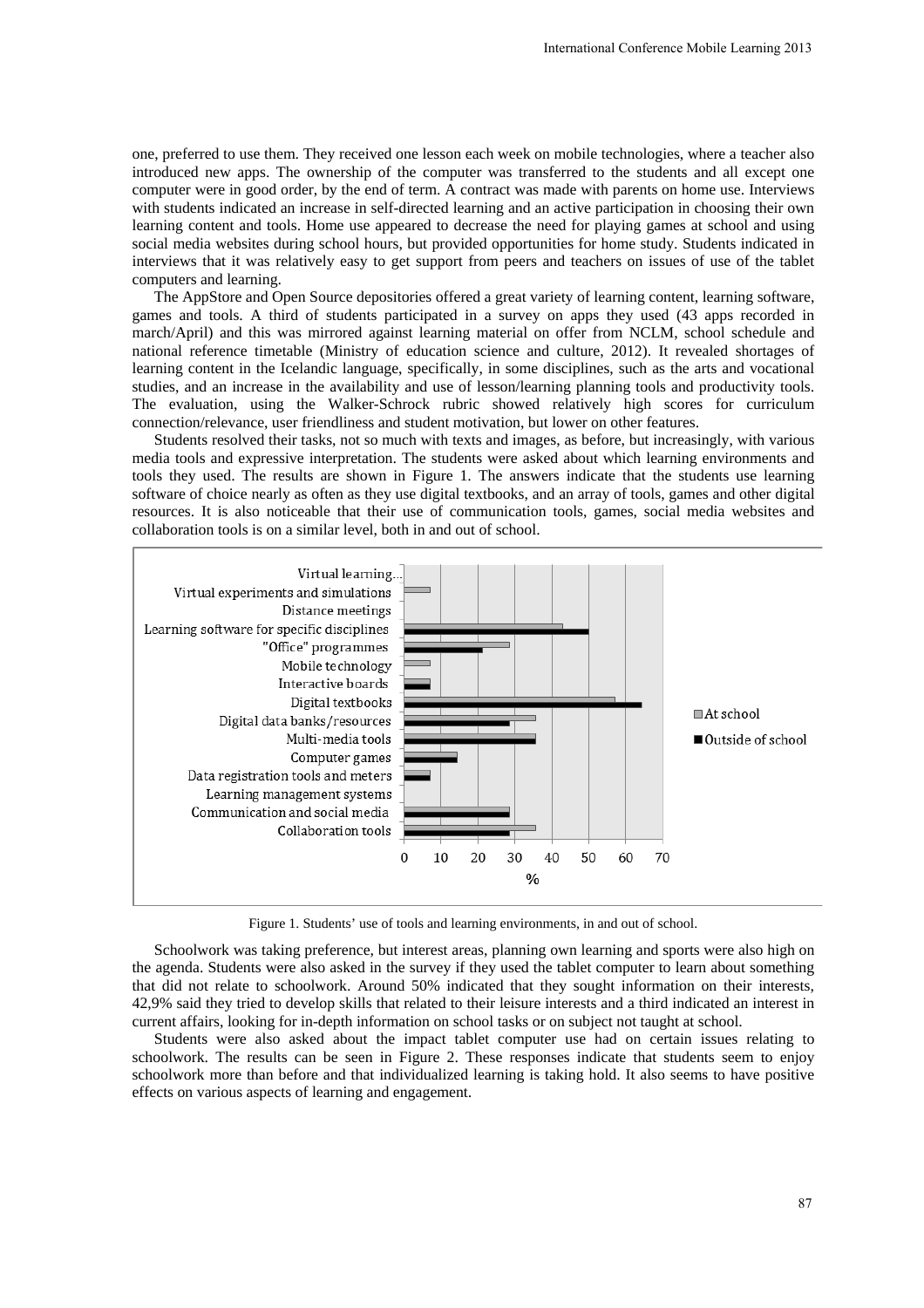one, preferred to use them. They received one lesson each week on mobile technologies, where a teacher also introduced new apps. The ownership of the computer was transferred to the students and all except one computer were in good order, by the end of term. A contract was made with parents on home use. Interviews with students indicated an increase in self-directed learning and an active participation in choosing their own learning content and tools. Home use appeared to decrease the need for playing games at school and using social media websites during school hours, but provided opportunities for home study. Students indicated in interviews that it was relatively easy to get support from peers and teachers on issues of use of the tablet computers and learning.

The AppStore and Open Source depositories offered a great variety of learning content, learning software, games and tools. A third of students participated in a survey on apps they used (43 apps recorded in march/April) and this was mirrored against learning material on offer from NCLM, school schedule and national reference timetable (Ministry of education science and culture, 2012). It revealed shortages of learning content in the Icelandic language, specifically, in some disciplines, such as the arts and vocational studies, and an increase in the availability and use of lesson/learning planning tools and productivity tools. The evaluation, using the Walker-Schrock rubric showed relatively high scores for curriculum connection/relevance, user friendliness and student motivation, but lower on other features.

Students resolved their tasks, not so much with texts and images, as before, but increasingly, with various media tools and expressive interpretation. The students were asked about which learning environments and tools they used. The results are shown in Figure 1. The answers indicate that the students use learning software of choice nearly as often as they use digital textbooks, and an array of tools, games and other digital resources. It is also noticeable that their use of communication tools, games, social media websites and collaboration tools is on a similar level, both in and out of school.

Figure 1. Students' use of tools and learning environments, in and out of school.

Schoolwork was taking preference, but interest areas, planning own learning and sports were also high on the agenda. Students were also asked in the survey if they used the tablet computer to learn about something that did not relate to schoolwork. Around 50% indicated that they sought information on their interests, 42,9% said they tried to develop skills that related to their leisure interests and a third indicated an interest in current affairs, looking for in-depth information on school tasks or on subject not taught at school.

Students were also asked about the impact tablet computer use had on certain issues relating to schoolwork. The results can be seen in Figure 2. These responses indicate that students seem to enjoy schoolwork more than before and that individualized learning is taking hold. It also seems to have positive effects on various aspects of learning and engagement.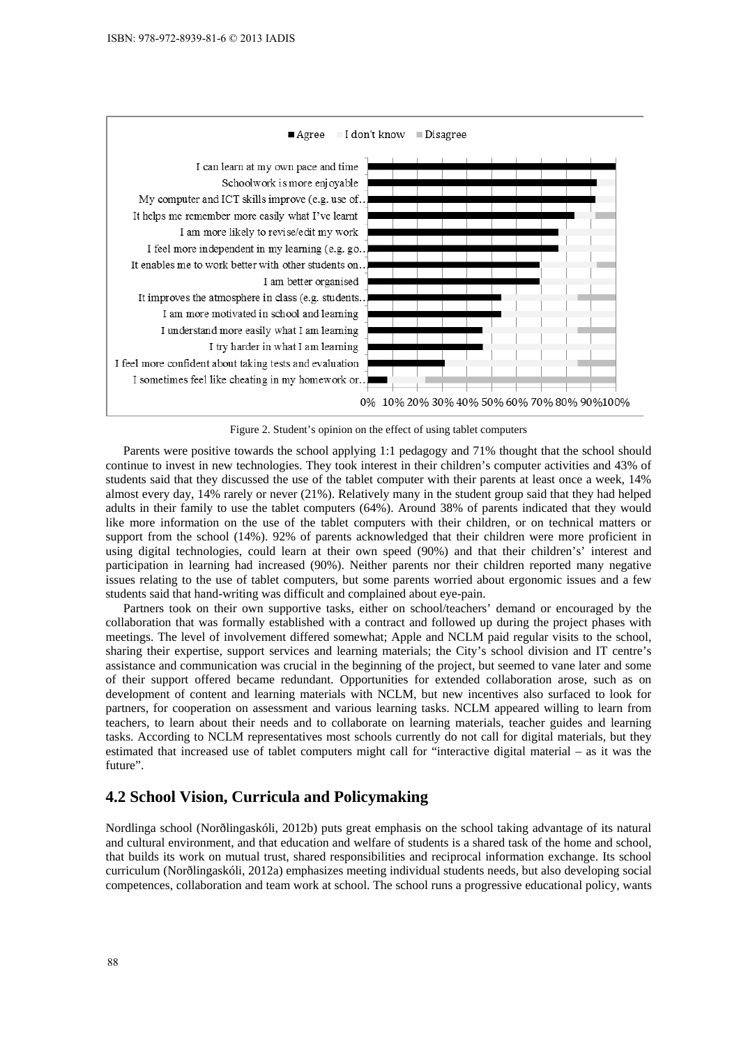Figure 2. Student's opinion on the effect of using tablet computers

Parents were positive towards the school applying 1:1 pedagogy and 71% thought that the school should continue to invest in new technologies. They took interest in their children's computer activities and 43% of students said that they discussed the use of the tablet computer with their parents at least once a week, 14% almost every day, 14% rarely or never (21%). Relatively many in the student group said that they had helped adults in their family to use the tablet computers (64%). Around 38% of parents indicated that they would like more information on the use of the tablet computers with their children, or on technical matters or support from the school (14%). 92% of parents acknowledged that their children were more proficient in using digital technologies, could learn at their own speed (90%) and that their children's' interest and participation in learning had increased (90%). Neither parents nor their children reported many negative issues relating to the use of tablet computers, but some parents worried about ergonomic issues and a few students said that hand-writing was difficult and complained about eye-pain.

Partners took on their own supportive tasks, either on school/teachers' demand or encouraged by the collaboration that was formally established with a contract and followed up during the project phases with meetings. The level of involvement differed somewhat; Apple and NCLM paid regular visits to the school, sharing their expertise, support services and learning materials; the City's school division and IT centre's assistance and communication was crucial in the beginning of the project, but seemed to vane later and some of their support offered became redundant. Opportunities for extended collaboration arose, such as on development of content and learning materials with NCLM, but new incentives also surfaced to look for partners, for cooperation on assessment and various learning tasks. NCLM appeared willing to learn from teachers, to learn about their needs and to collaborate on learning materials, teacher guides and learning tasks. According to NCLM representatives most schools currently do not call for digital materials, but they estimated that increased use of tablet computers might call for "interactive digital material – as it was the future".

## 4.2 School Vision, Curricula and Policymaking

Nordlinga school (Norðlingaskóli, 2012b) puts great emphasis on the school taking advantage of its natural and cultural environment, and that education and welfare of students is a shared task of the home and school, that builds its work on mutual trust, shared responsibilities and reciprocal information exchange. Its school curriculum (Norðlingaskóli, 2012a) emphasizes meeting individual students needs, but also developing social competences, collaboration and team work at school. The school runs a progressive educational policy, wants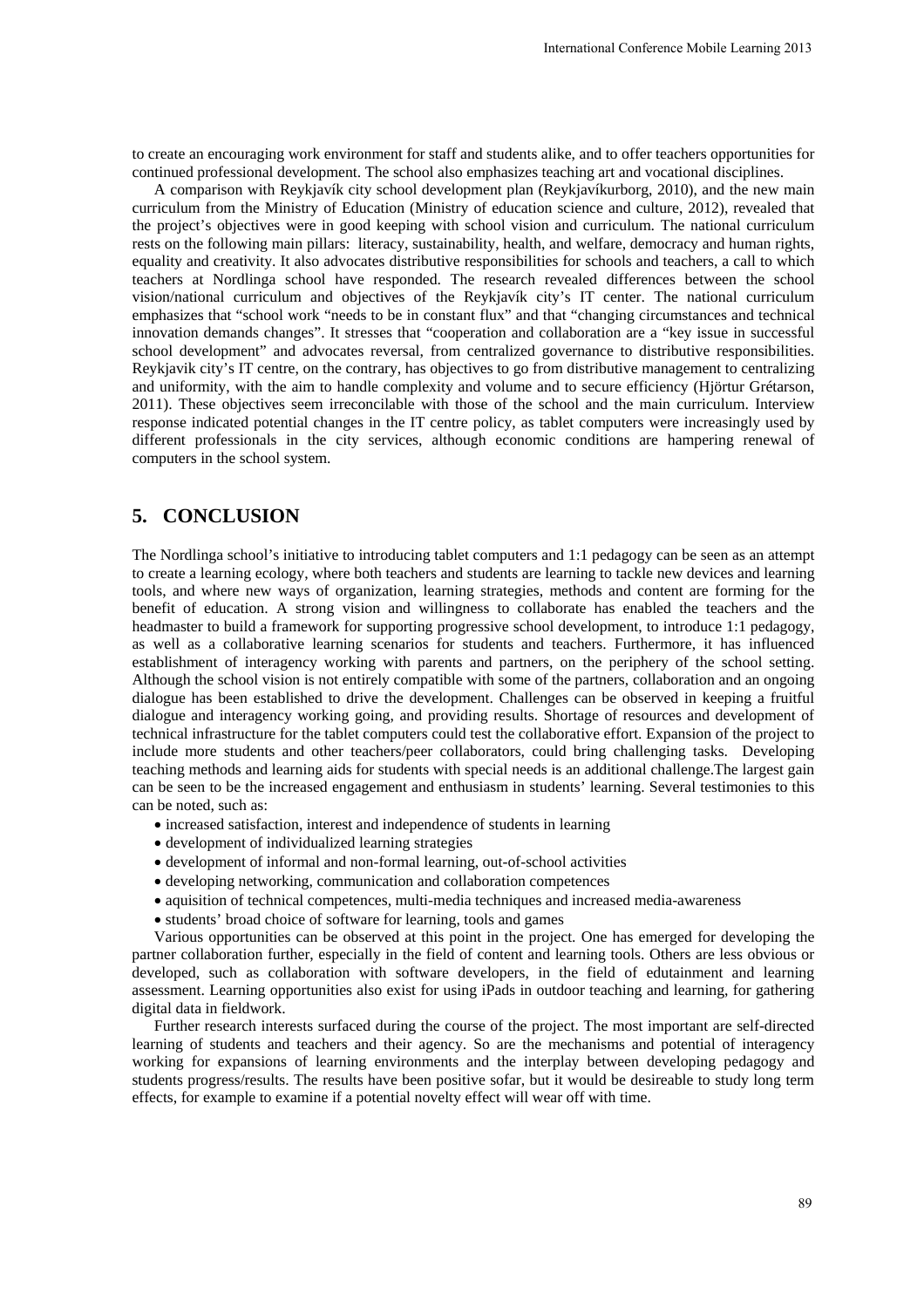to create an encouraging work environment for staff and students alike, and to offer teachers opportunities for continued professional development. The school also emphasizes teaching art and vocational disciplines.

A comparison with Reykjavík city school development plan (Reykjavíkurborg, 2010), and the new main curriculum from the Ministry of Education (Ministry of education science and culture, 2012), revealed that the project's objectives were in good keeping with school vision and curriculum. The national curriculum rests on the following main pillars: literacy, sustainability, health, and welfare, democracy and human rights, equality and creativity. It also advocates distributive responsibilities for schools and teachers, a call to which teachers at Nordlinga school have responded. The research revealed differences between the school vision/national curriculum and objectives of the Reykjavík city's IT center. The national curriculum emphasizes that "school work "needs to be in constant flux" and that "changing circumstances and technical innovation demands changes". It stresses that "cooperation and collaboration are a "key issue in successful school development" and advocates reversal, from centralized governance to distributive responsibilities. Reykjavik city's IT centre, on the contrary, has objectives to go from distributive management to centralizing and uniformity, with the aim to handle complexity and volume and to secure efficiency (Hjörtur Grétarson, 2011). These objectives seem irreconcilable with those of the school and the main curriculum. Interview response indicated potential changes in the IT centre policy, as tablet computers were increasingly used by different professionals in the city services, although economic conditions are hampering renewal of computers in the school system.

## 5. CONCLUSION

The Nordlinga school's initiative to introducing tablet computers and 1:1 pedagogy can be seen as an attempt to create a learning ecology, where both teachers and students are learning to tackle new devices and learning tools, and where new ways of organization, learning strategies, methods and content are forming for the benefit of education. A strong vision and willingness to collaborate has enabled the teachers and the headmaster to build a framework for supporting progressive school development, to introduce 1:1 pedagogy, as well as a collaborative learning scenarios for students and teachers. Furthermore, it has influenced establishment of interagency working with parents and partners, on the periphery of the school setting. Although the school vision is not entirely compatible with some of the partners, collaboration and an ongoing dialogue has been established to drive the development. Challenges can be observed in keeping a fruitful dialogue and interagency working going, and providing results. Shortage of resources and development of technical infrastructure for the tablet computers could test the collaborative effort. Expansion of the project to include more students and other teachers/peer collaborators, could bring challenging tasks. Developing teaching methods and learning aids for students with special needs is an additional challenge.The largest gain can be seen to be the increased engagement and enthusiasm in students' learning. Several testimonies to this can be noted, such as:

- increased satisfaction, interest and independence of students in learning
- development of individualized learning strategies
- development of informal and non-formal learning, out-of-school activities
- developing networking, communication and collaboration competences
- aquisition of technical competences, multi-media techniques and increased media-awareness
- students' broad choice of software for learning, tools and games

Various opportunities can be observed at this point in the project. One has emerged for developing the partner collaboration further, especially in the field of content and learning tools. Others are less obvious or developed, such as collaboration with software developers, in the field of edutainment and learning assessment. Learning opportunities also exist for using iPads in outdoor teaching and learning, for gathering digital data in fieldwork.

Further research interests surfaced during the course of the project. The most important are self-directed learning of students and teachers and their agency. So are the mechanisms and potential of interagency working for expansions of learning environments and the interplay between developing pedagogy and students progress/results. The results have been positive sofar, but it would be desireable to study long term effects, for example to examine if a potential novelty effect will wear off with time.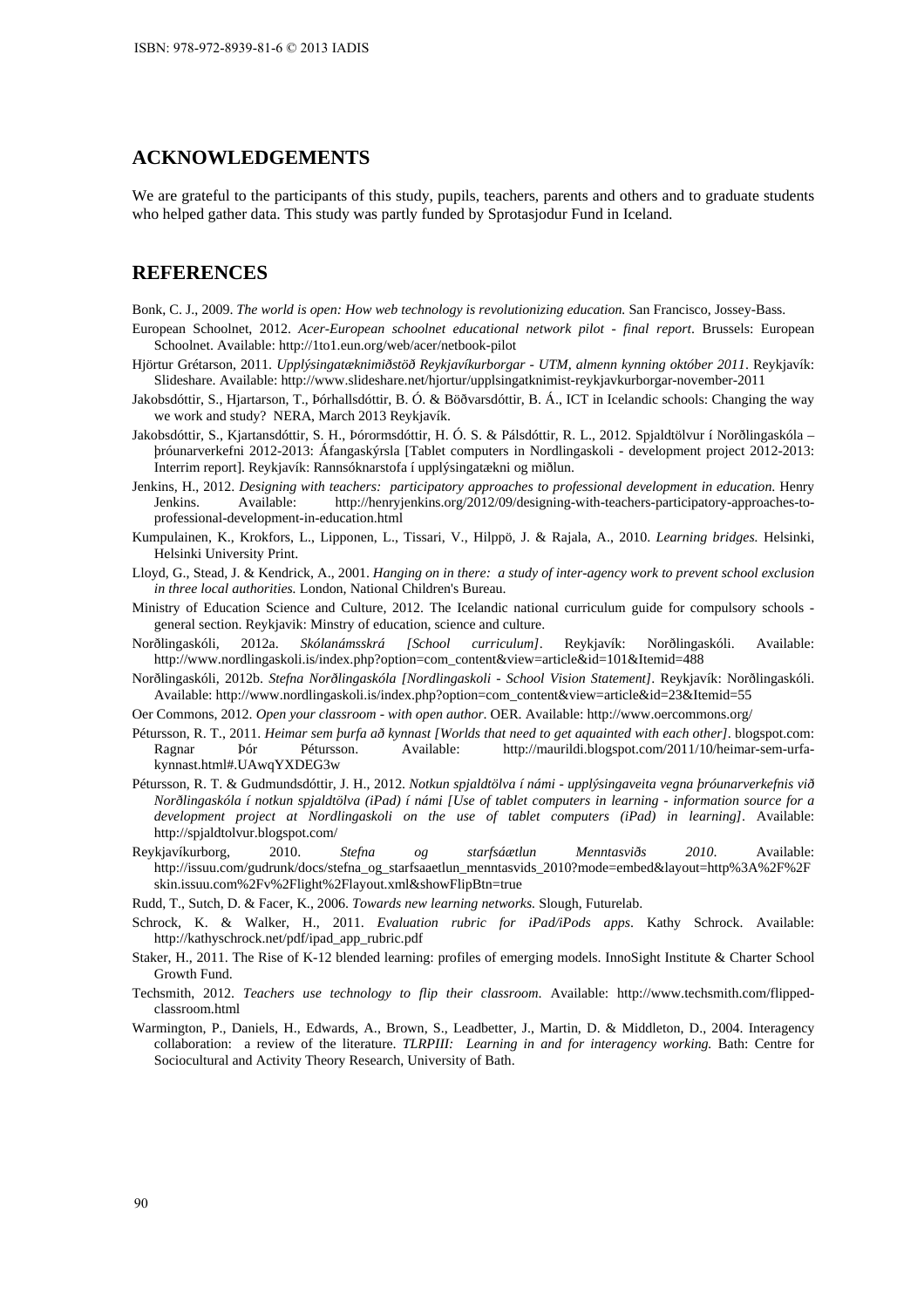## ACKNOWLEDGEMENTS

We are grateful to the participants of this study, pupils, teachers, parents and others and to graduate students who helped gather data. This study was partly funded by Sprotasjodur Fund in Iceland.

## REFERENCES

Bonk, C. J., 2009. *The world is open: How web technology is revolutionizing education.* San Francisco, Jossey-Bass.

European Schoolnet, 2012. *Acer-European schoolnet educational network pilot - final report*. Brussels: European Schoolnet. Available: http://1to1.eun.org/web/acer/netbook-pilot

Hjörtur Grétarson, 2011. *Upplýsingatæknimiðstöð Reykjavíkurborgar - UTM, almenn kynning október 2011*. Reykjavík: Slideshare. Available: http://www.slideshare.net/hjortur/upplsingatknimist-reykjavkurborgar-november-2011

Jakobsdóttir, S., Hjartarson, T., Þórhallsdóttir, B. Ó. & Böðvarsdóttir, B. Á., ICT in Icelandic schools: Changing the way we work and study? NERA, March 2013 Reykjavík.

Jakobsdóttir, S., Kjartansdóttir, S. H., Þórormsdóttir, H. Ó. S. & Pálsdóttir, R. L., 2012. Spjaldtölvur í Norðlingaskóla – þróunarverkefni 2012-2013: Áfangaskýrsla [Tablet computers in Nordlingaskoli - development project 2012-2013: Interrim report]. Reykjavík: Rannsóknarstofa í upplýsingatækni og miðlun.

Jenkins, H., 2012. *Designing with teachers: participatory approaches to professional development in education.* Henry Jenkins. Available: http://henryjenkins.org/2012/09/designing-with-teachers-participatory-approaches-to-professional-development-in-education.html

Kumpulainen, K., Krokfors, L., Lipponen, L., Tissari, V., Hilppö, J. & Rajala, A., 2010. *Learning bridges.* Helsinki, Helsinki University Print.

Lloyd, G., Stead, J. & Kendrick, A., 2001. *Hanging on in there: a study of inter-agency work to prevent school exclusion in three local authorities.* London, National Children's Bureau.

Ministry of Education Science and Culture, 2012. The Icelandic national curriculum guide for compulsory schools - general section. Reykjavik: Minstry of education, science and culture.

Norðlingaskóli, 2012a. *Skólanámsskrá [School curriculum]*. Reykjavík: Norðlingaskóli. Available: http://www.nordlingaskoli.is/index.php?option=com_content&view=article&id=101&Itemid=488

Norðlingaskóli, 2012b. *Stefna Norðlingaskóla [Nordlingaskoli - School Vision Statement]*. Reykjavík: Norðlingaskóli. Available: http://www.nordlingaskoli.is/index.php?option=com_content&view=article&id=23&Itemid=55

Oer Commons, 2012. *Open your classroom - with open author*. OER. Available: http://www.oercommons.org/

Pétursson, R. T., 2011. *Heimar sem þurfa að kynnast [Worlds that need to get aquainted with each other]*. blogspot.com: Ragnar Þór Pétursson. Available: http://maurildi.blogspot.com/2011/10/heimar-sem-urfa-kynnast.html#.UAwqYXDEG3w

Pétursson, R. T. & Gudmundsdóttir, J. H., 2012. *Notkun spjaldtölva í námi - upplýsingaveita vegna þróunarverkefnis við Norðlingaskóla í notkun spjaldtölva (iPad) í námi [Use of tablet computers in learning - information source for a development project at Nordlingaskoli on the use of tablet computers (iPad) in learning]*. Available: http://spjaldtolvur.blogspot.com/

Reykjavíkurborg, 2010. *Stefna og starfsáætlun Menntasviðs 2010*. Available: http://issuu.com/gudrunk/docs/stefna_og_starfsaaetlun_menntasvids_2010?mode=embed&layout=http%3A%2F%2Fskin.issuu.com%2Fv%2Flight%2Flayout.xml&showFlipBtn=true

Rudd, T., Sutch, D. & Facer, K., 2006. *Towards new learning networks.* Slough, Futurelab.

Schrock, K. & Walker, H., 2011. *Evaluation rubric for iPad/iPods apps*. Kathy Schrock. Available: http://kathyschrock.net/pdf/ipad_app_rubric.pdf

Staker, H., 2011. The Rise of K-12 blended learning: profiles of emerging models. InnoSight Institute & Charter School Growth Fund.

Techsmith, 2012. *Teachers use technology to flip their classroom*. Available: http://www.techsmith.com/flipped-classroom.html

Warmington, P., Daniels, H., Edwards, A., Brown, S., Leadbetter, J., Martin, D. & Middleton, D., 2004. Interagency collaboration: a review of the literature. *TLRPIII: Learning in and for interagency working.* Bath: Centre for Sociocultural and Activity Theory Research, University of Bath.